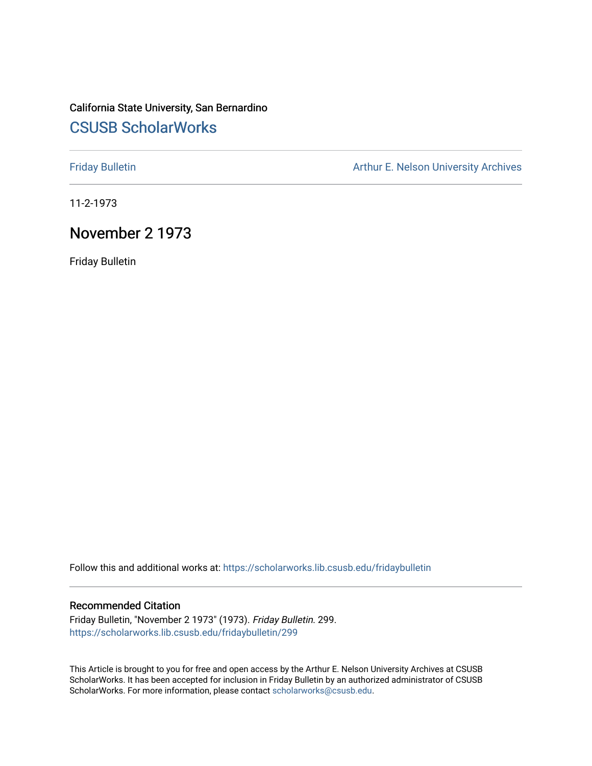California State University, San Bernardino

# CSUSB ScholarWorks

Friday Bulletin

Arthur E. Nelson University Archives

11-2-1973

## November 2 1973

Friday Bulletin

Follow this and additional works at: https://scholarworks.lib.csusb.edu/fridaybulletin

### Recommended Citation

Friday Bulletin, "November 2 1973" (1973). *Friday Bulletin*. 299.
https://scholarworks.lib.csusb.edu/fridaybulletin/299

This Article is brought to you for free and open access by the Arthur E. Nelson University Archives at CSUSB ScholarWorks. It has been accepted for inclusion in Friday Bulletin by an authorized administrator of CSUSB ScholarWorks. For more information, please contact scholarworks@csusb.edu.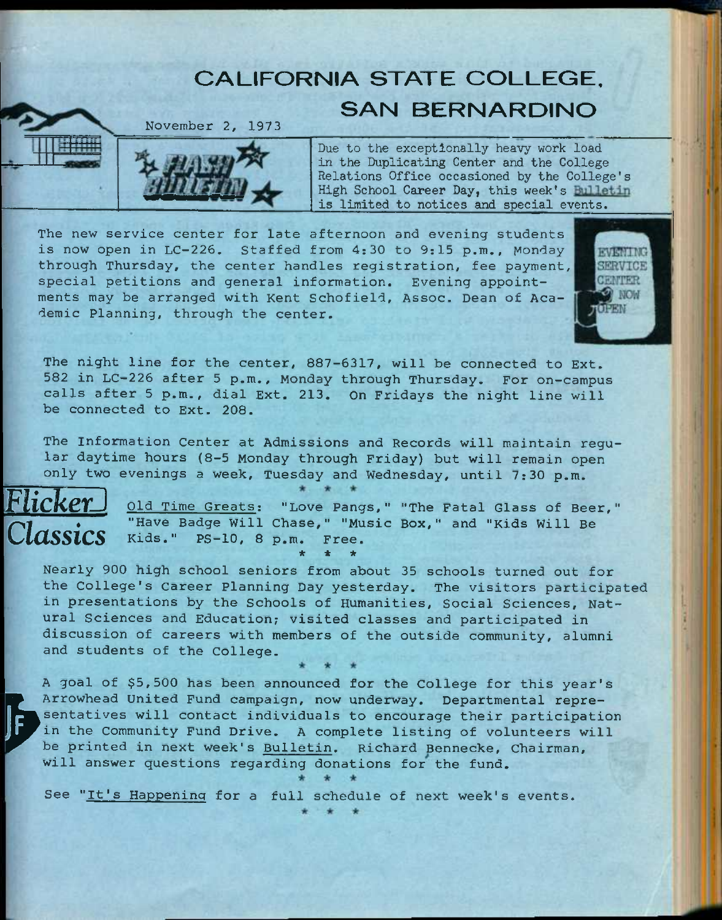# CALIFORNIA STATE COLLEGE, SAN BERNARDINO

November 2, 1973

**FLASH BULLETIN**

Due to the exceptionally heavy work load in the Duplicating Center and the College Relations Office occasioned by the College's High School Career Day, this week's Bulletin is limited to notices and special events.

The new service center for late afternoon and evening students is now open in LC-226. Staffed from 4:30 to 9:15 p.m., Monday through Thursday, the center handles registration, fee payment, special petitions and general information. Evening appointments may be arranged with Kent Schofield, Assoc. Dean of Academic Planning, through the center.

EVENING SERVICE CENTER NOW OPEN

The night line for the center, 887-6317, will be connected to Ext. 582 in LC-226 after 5 p.m., Monday through Thursday. For on-campus calls after 5 p.m., dial Ext. 213. On Fridays the night line will be connected to Ext. 208.

The Information Center at Admissions and Records will maintain regular daytime hours (8-5 Monday through Friday) but will remain open only two evenings a week, Tuesday and Wednesday, until 7:30 p.m.

\* \* \*

**Flicker Classics**

Old Time Greats: "Love Pangs," "The Fatal Glass of Beer," "Have Badge Will Chase," "Music Box," and "Kids Will Be Kids." PS-10, 8 p.m. Free.

\* \* \*

Nearly 900 high school seniors from about 35 schools turned out for the College's Career Planning Day yesterday. The visitors participated in presentations by the Schools of Humanities, Social Sciences, Natural Sciences and Education; visited classes and participated in discussion of careers with members of the outside community, alumni and students of the College.

\* \* \*

A goal of $5,500 has been announced for the College for this year's Arrowhead United Fund campaign, now underway. Departmental representatives will contact individuals to encourage their participation in the Community Fund Drive. A complete listing of volunteers will be printed in next week's Bulletin. Richard Bennecke, Chairman, will answer questions regarding donations for the fund.

\* \* \*

See "It's Happening for a full schedule of next week's events.

\* \* \*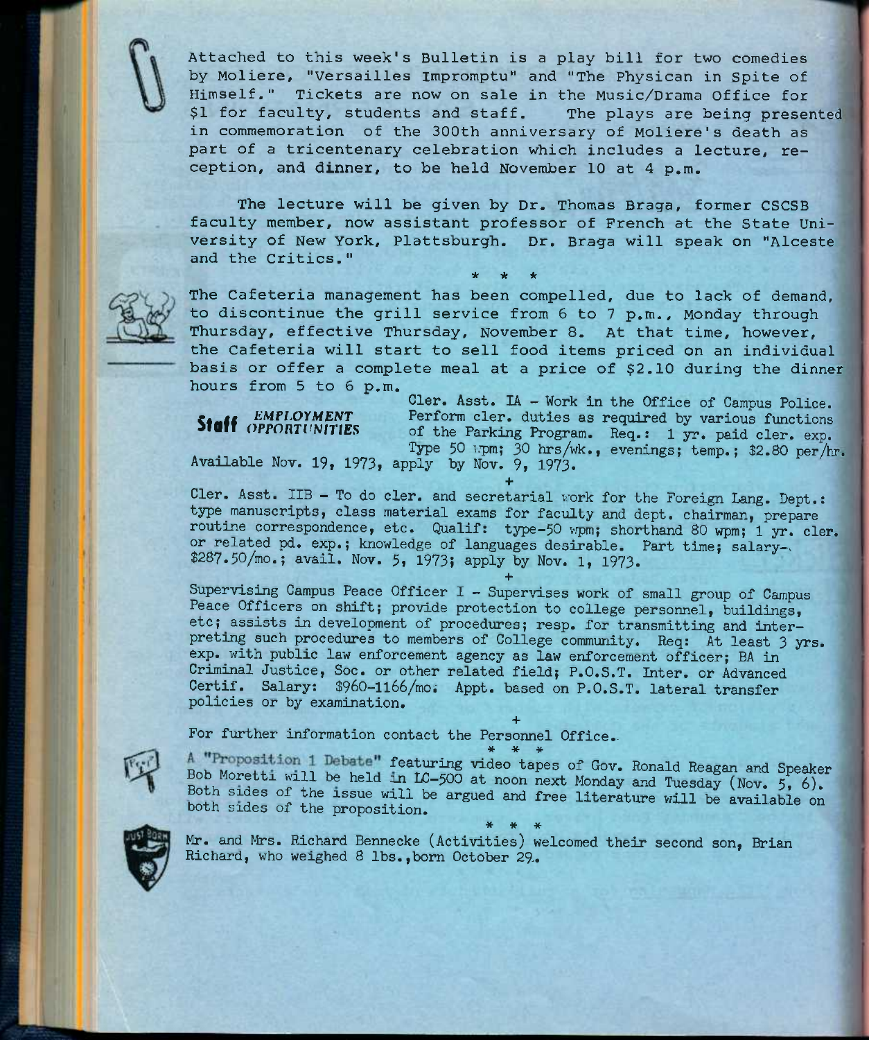Attached to this week's Bulletin is a play bill for two comedies by Moliere, "Versailles Impromptu" and "The Physican in Spite of Himself." Tickets are now on sale in the Music/Drama Office for $1 for faculty, students and staff. The plays are being presented in commemoration of the 300th anniversary of Moliere's death as part of a tricentenary celebration which includes a lecture, reception, and dinner, to be held November 10 at 4 p.m.

The lecture will be given by Dr. Thomas Braga, former CSCSB faculty member, now assistant professor of French at the State University of New York, Plattsburgh. Dr. Braga will speak on "Alceste and the Critics."

\* \* \*

The Cafeteria management has been compelled, due to lack of demand, to discontinue the grill service from 6 to 7 p.m., Monday through Thursday, effective Thursday, November 8. At that time, however, the Cafeteria will start to sell food items priced on an individual basis or offer a complete meal at a price of $2.10 during the dinner hours from 5 to 6 p.m.

## Staff *EMPLOYMENT OPPORTUNITIES*

Cler. Asst. IA - Work in the Office of Campus Police. Perform cler. duties as required by various functions of the Parking Program. Req.: 1 yr. paid cler. exp. Type 50 wpm; 30 hrs/wk., evenings; temp.; $2.80 per/hr. Available Nov. 19, 1973, apply by Nov. 9, 1973.

\+

Cler. Asst. IIB - To do cler. and secretarial work for the Foreign Lang. Dept.: type manuscripts, class material exams for faculty and dept. chairman, prepare routine correspondence, etc. Qualif: type-50 wpm; shorthand 80 wpm; 1 yr. cler. or related pd. exp.; knowledge of languages desirable. Part time; salary-$287.50/mo.; avail. Nov. 5, 1973; apply by Nov. 1, 1973.

\+

Supervising Campus Peace Officer I - Supervises work of small group of Campus Peace Officers on shift; provide protection to college personnel, buildings, etc; assists in development of procedures; resp. for transmitting and interpreting such procedures to members of College community. Req: At least 3 yrs. exp. with public law enforcement agency as law enforcement officer; BA in Criminal Justice, Soc. or other related field; P.O.S.T. Inter. or Advanced Certif. Salary: $960-1166/mo. Appt. based on P.O.S.T. lateral transfer policies or by examination.

\+

For further information contact the Personnel Office.

\* \* \*

A "Proposition 1 Debate" featuring video tapes of Gov. Ronald Reagan and Speaker Bob Moretti will be held in LC-500 at noon next Monday and Tuesday (Nov. 5, 6). Both sides of the issue will be argued and free literature will be available on both sides of the proposition.

\* \* \*

Mr. and Mrs. Richard Bennecke (Activities) welcomed their second son, Brian Richard, who weighed 8 lbs., born October 29.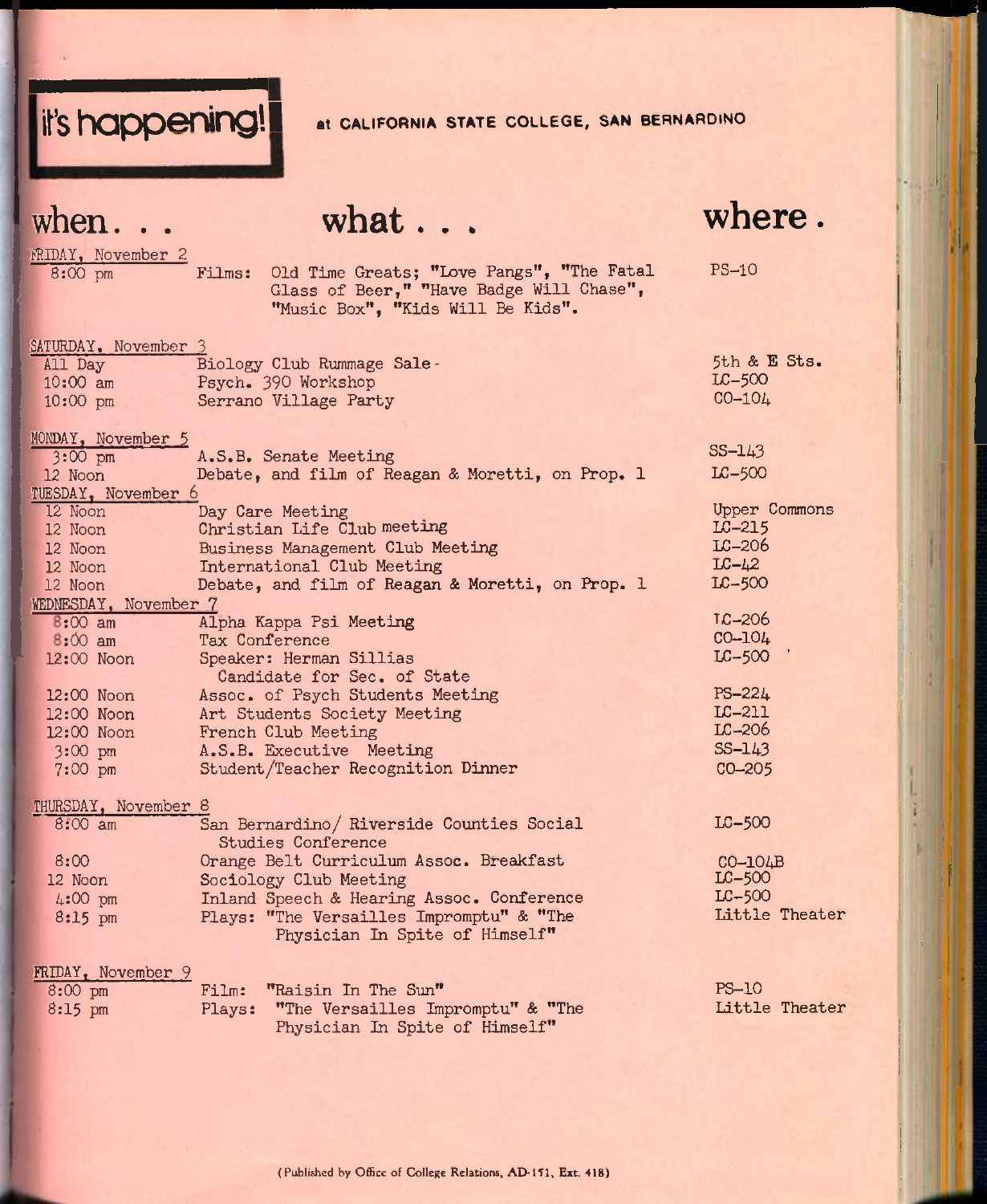# it's happening! at CALIFORNIA STATE COLLEGE, SAN BERNARDINO

| when... | what... | where. |
|---|---|---|
| **FRIDAY, November 2** | | |
| 8:00 pm | Films: Old Time Greats; "Love Pangs", "The Fatal Glass of Beer," "Have Badge Will Chase", "Music Box", "Kids Will Be Kids". | PS-10 |
| **SATURDAY, November 3** | | |
| All Day | Biology Club Rummage Sale | 5th & E Sts. |
| 10:00 am | Psych. 390 Workshop | LC-500 |
| 10:00 pm | Serrano Village Party | CO-104 |
| **MONDAY, November 5** | | |
| 3:00 pm | A.S.B. Senate Meeting | SS-143 |
| 12 Noon | Debate, and film of Reagan & Moretti, on Prop. 1 | LC-500 |
| **TUESDAY, November 6** | | |
| 12 Noon | Day Care Meeting | Upper Commons |
| 12 Noon | Christian Life Club meeting | LC-215 |
| 12 Noon | Business Management Club Meeting | LC-206 |
| 12 Noon | International Club Meeting | LC-42 |
| 12 Noon | Debate, and film of Reagan & Moretti, on Prop. 1 | LC-500 |
| **WEDNESDAY, November 7** | | |
| 8:00 am | Alpha Kappa Psi Meeting | LC-206 |
| 8:00 am | Tax Conference | CO-104 |
| 12:00 Noon | Speaker: Herman Sillias Candidate for Sec. of State | LC-500 |
| 12:00 Noon | Assoc. of Psych Students Meeting | PS-224 |
| 12:00 Noon | Art Students Society Meeting | LC-211 |
| 12:00 Noon | French Club Meeting | LC-206 |
| 3:00 pm | A.S.B. Executive Meeting | SS-143 |
| 7:00 pm | Student/Teacher Recognition Dinner | CO-205 |
| **THURSDAY, November 8** | | |
| 8:00 am | San Bernardino/ Riverside Counties Social Studies Conference | LC-500 |
| 8:00 | Orange Belt Curriculum Assoc. Breakfast | CO-104B |
| 12 Noon | Sociology Club Meeting | LC-500 |
| 4:00 pm | Inland Speech & Hearing Assoc. Conference | LC-500 |
| 8:15 pm | Plays: "The Versailles Impromptu" & "The Physician In Spite of Himself" | Little Theater |
| **FRIDAY, November 9** | | |
| 8:00 pm | Film: "Raisin In The Sun" | PS-10 |
| 8:15 pm | Plays: "The Versailles Impromptu" & "The Physician In Spite of Himself" | Little Theater |

(Published by Office of College Relations, AD-151, Ext. 418)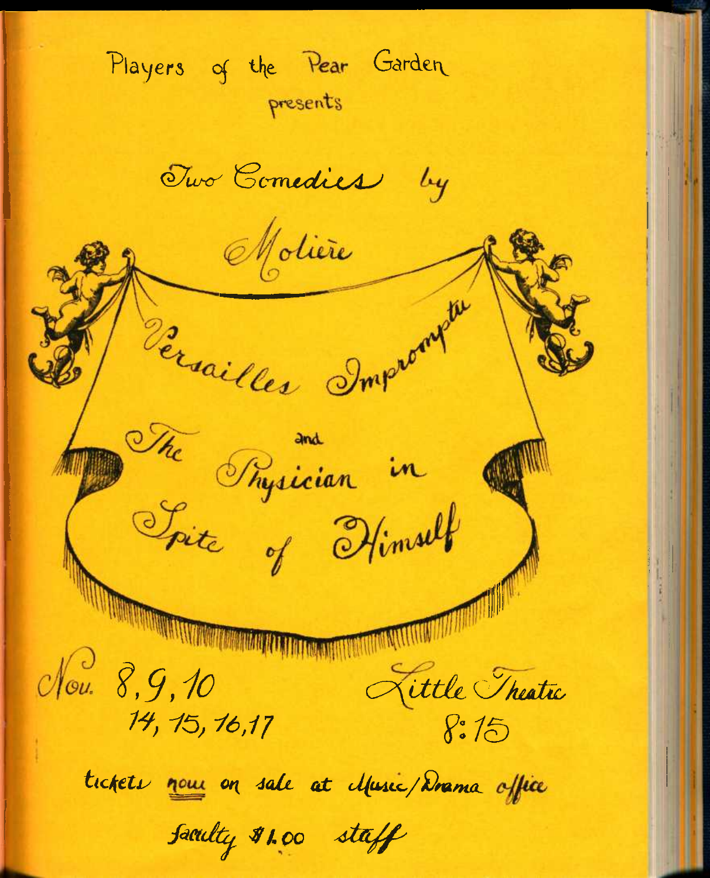Players of the Pear Garden

presents

# Two Comedies by

# Molière

## Versailles Impromptu

and

## The Physician in Spite of Himself

Nov. 8, 9, 10
14, 15, 16, 17

Little Theatre
8:15

tickets now on sale at Music/Drama office

faculty $1.00 staff